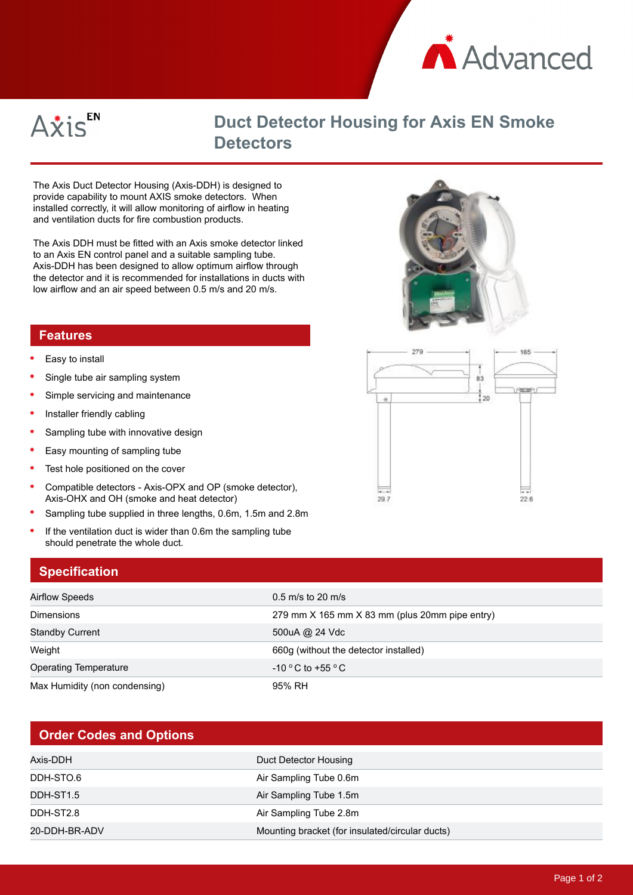# Duct Detector Housing for Axis EN Smoke Detectors

The Axis Duct Detector Housing (Axis-DDH) is designed to provide capability to mount AXIS smoke detectors. When installed correctly, it will allow monitoring of airflow in heating and ventilation ducts for fire combustion products.

The Axis DDH must be fitted with an Axis smoke detector linked to an Axis EN control panel and a suitable sampling tube. Axis-DDH has been designed to allow optimum airflow through the detector and it is recommended for installations in ducts with low airflow and an air speed between 0.5 m/s and 20 m/s.

## Features

- Easy to install
- Single tube air sampling system
- Simple servicing and maintenance
- Installer friendly cabling
- Sampling tube with innovative design
- Easy mounting of sampling tube
- Test hole positioned on the cover
- Compatible detectors - Axis-OPX and OP (smoke detector), Axis-OHX and OH (smoke and heat detector)
- Sampling tube supplied in three lengths, 0.6m, 1.5m and 2.8m
- If the ventilation duct is wider than 0.6m the sampling tube should penetrate the whole duct.

## Specification

| | |
|---|---|
| Airflow Speeds | 0.5 m/s to 20 m/s |
| Dimensions | 279 mm X 165 mm X 83 mm (plus 20mm pipe entry) |
| Standby Current | 500uA @ 24 Vdc |
| Weight | 660g (without the detector installed) |
| Operating Temperature | -10 °C to +55 °C |
| Max Humidity (non condensing) | 95% RH |

## Order Codes and Options

| | |
|---|---|
| Axis-DDH | Duct Detector Housing |
| DDH-STO.6 | Air Sampling Tube 0.6m |
| DDH-ST1.5 | Air Sampling Tube 1.5m |
| DDH-ST2.8 | Air Sampling Tube 2.8m |
| 20-DDH-BR-ADV | Mounting bracket (for insulated/circular ducts) |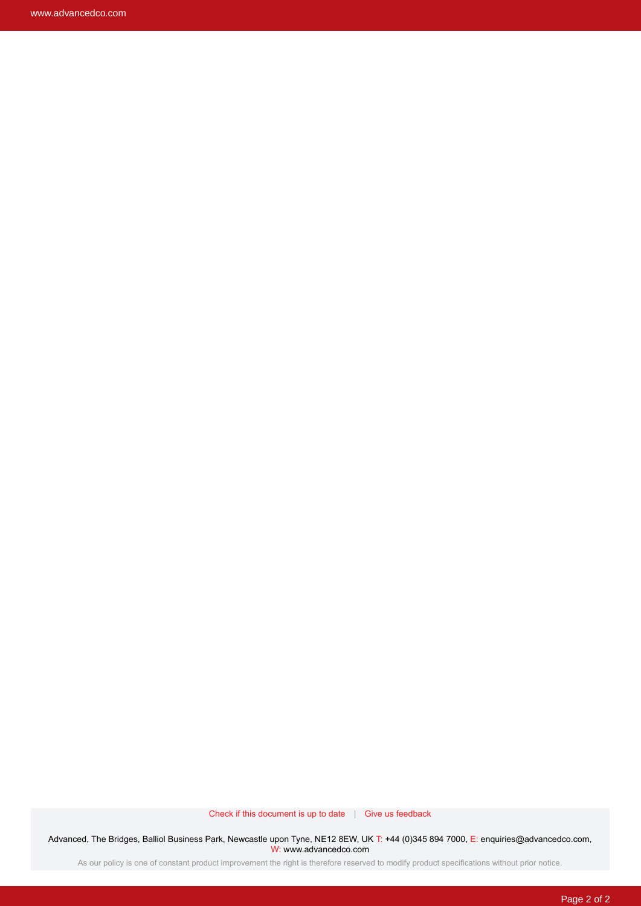Check if this document is up to date | Give us feedback

Advanced, The Bridges, Balliol Business Park, Newcastle upon Tyne, NE12 8EW, UK T: +44 (0)345 894 7000, E: enquiries@advancedco.com, W: www.advancedco.com

As our policy is one of constant product improvement the right is therefore reserved to modify product specifications without prior notice.